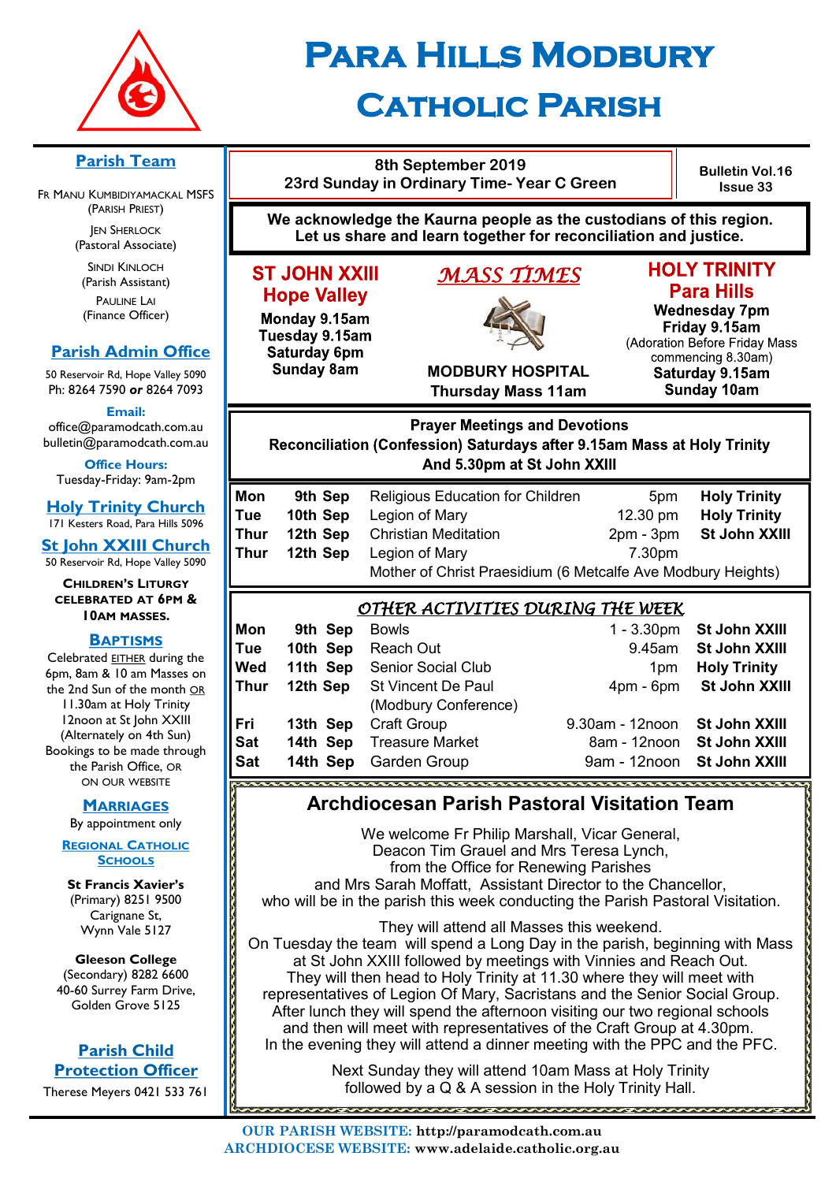# Para Hills Modbury Catholic Parish

**8th September 2019**
**23rd Sunday in Ordinary Time- Year C Green**

**Bulletin Vol.16 Issue 33**

**We acknowledge the Kaurna people as the custodians of this region. Let us share and learn together for reconciliation and justice.**

## *MASS TIMES*

**ST JOHN XXIII Hope Valley**
Monday 9.15am
Tuesday 9.15am
Saturday 6pm
Sunday 8am

**MODBURY HOSPITAL**
Thursday Mass 11am

**HOLY TRINITY Para Hills**
Wednesday 7pm
Friday 9.15am
(Adoration Before Friday Mass commencing 8.30am)
Saturday 9.15am
Sunday 10am

## Prayer Meetings and Devotions

**Reconciliation (Confession) Saturdays after 9.15am Mass at Holy Trinity And 5.30pm at St John XXIII**

| | | | | |
|---|---|---|---|---|
| Mon | 9th Sep | Religious Education for Children | 5pm | Holy Trinity |
| Tue | 10th Sep | Legion of Mary | 12.30 pm | Holy Trinity |
| Thur | 12th Sep | Christian Meditation | 2pm - 3pm | St John XXIII |
| Thur | 12th Sep | Legion of Mary | 7.30pm | |
| | | Mother of Christ Praesidium (6 Metcalfe Ave Modbury Heights) | | |

## *OTHER ACTIVITIES DURING THE WEEK*

| | | | | |
|---|---|---|---|---|
| Mon | 9th Sep | Bowls | 1 - 3.30pm | St John XXIII |
| Tue | 10th Sep | Reach Out | 9.45am | St John XXIII |
| Wed | 11th Sep | Senior Social Club | 1pm | Holy Trinity |
| Thur | 12th Sep | St Vincent De Paul (Modbury Conference) | 4pm - 6pm | St John XXIII |
| Fri | 13th Sep | Craft Group | 9.30am - 12noon | St John XXIII |
| Sat | 14th Sep | Treasure Market | 8am - 12noon | St John XXIII |
| Sat | 14th Sep | Garden Group | 9am - 12noon | St John XXIII |

## Archdiocesan Parish Pastoral Visitation Team

We welcome Fr Philip Marshall, Vicar General, Deacon Tim Grauel and Mrs Teresa Lynch, from the Office for Renewing Parishes and Mrs Sarah Moffatt, Assistant Director to the Chancellor, who will be in the parish this week conducting the Parish Pastoral Visitation.

They will attend all Masses this weekend.
On Tuesday the team will spend a Long Day in the parish, beginning with Mass at St John XXIII followed by meetings with Vinnies and Reach Out. They will then head to Holy Trinity at 11.30 where they will meet with representatives of Legion Of Mary, Sacristans and the Senior Social Group. After lunch they will spend the afternoon visiting our two regional schools and then will meet with representatives of the Craft Group at 4.30pm. In the evening they will attend a dinner meeting with the PPC and the PFC.

Next Sunday they will attend 10am Mass at Holy Trinity followed by a Q & A session in the Holy Trinity Hall.

## Parish Team

Fr Manu Kumbidiyamackal MSFS (Parish Priest)
Jen Sherlock (Pastoral Associate)
Sindi Kinloch (Parish Assistant)
Pauline Lai (Finance Officer)

## Parish Admin Office

50 Reservoir Rd, Hope Valley 5090
Ph: 8264 7590 **or** 8264 7093

**Email:**
office@paramodcath.com.au
bulletin@paramodcath.com.au

**Office Hours:**
Tuesday-Friday: 9am-2pm

## Holy Trinity Church

171 Kesters Road, Para Hills 5096

## St John XXIII Church

50 Reservoir Rd, Hope Valley 5090

**Children's Liturgy celebrated at 6pm & 10am Masses.**

## Baptisms

Celebrated EITHER during the 6pm, 8am & 10 am Masses on the 2nd Sun of the month OR 11.30am at Holy Trinity 12noon at St John XXIII (Alternately on 4th Sun) Bookings to be made through the Parish Office, OR on our website

## Marriages

By appointment only

## Regional Catholic Schools

**St Francis Xavier's**
(Primary) 8251 9500
Carignane St,
Wynn Vale 5127

**Gleeson College**
(Secondary) 8282 6600
40-60 Surrey Farm Drive,
Golden Grove 5125

## Parish Child Protection Officer

Therese Meyers 0421 533 761

**OUR PARISH WEBSITE:** http://paramodcath.com.au
**ARCHDIOCESE WEBSITE:** www.adelaide.catholic.org.au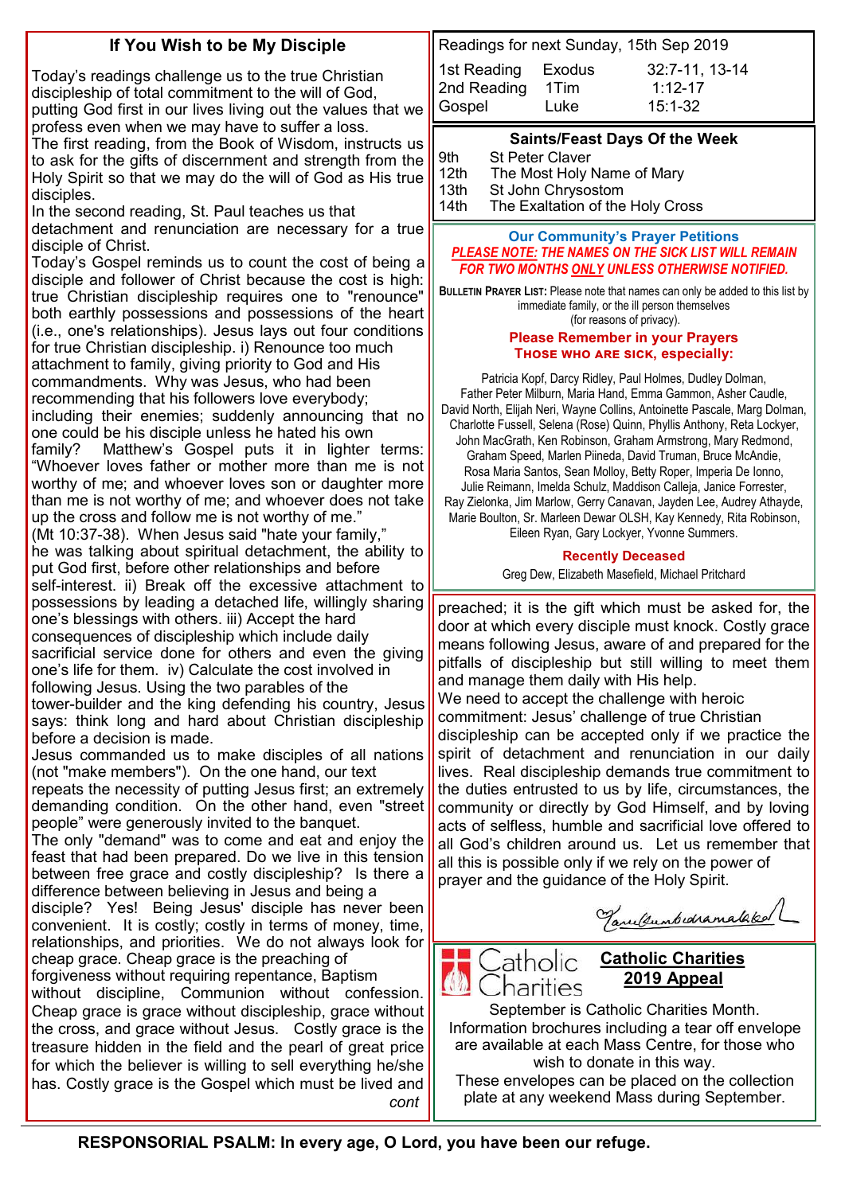## If You Wish to be My Disciple

Today's readings challenge us to the true Christian discipleship of total commitment to the will of God, putting God first in our lives living out the values that we profess even when we may have to suffer a loss.

The first reading, from the Book of Wisdom, instructs us to ask for the gifts of discernment and strength from the Holy Spirit so that we may do the will of God as His true disciples.

In the second reading, St. Paul teaches us that detachment and renunciation are necessary for a true disciple of Christ.

Today's Gospel reminds us to count the cost of being a disciple and follower of Christ because the cost is high: true Christian discipleship requires one to "renounce" both earthly possessions and possessions of the heart (i.e., one's relationships). Jesus lays out four conditions for true Christian discipleship. i) Renounce too much attachment to family, giving priority to God and His commandments. Why was Jesus, who had been recommending that his followers love everybody; including their enemies; suddenly announcing that no one could be his disciple unless he hated his own family? Matthew's Gospel puts it in lighter terms: "Whoever loves father or mother more than me is not worthy of me; and whoever loves son or daughter more than me is not worthy of me; and whoever does not take up the cross and follow me is not worthy of me." (Mt 10:37-38). When Jesus said "hate your family," he was talking about spiritual detachment, the ability to put God first, before other relationships and before self-interest. ii) Break off the excessive attachment to possessions by leading a detached life, willingly sharing one's blessings with others. iii) Accept the hard consequences of discipleship which include daily sacrificial service done for others and even the giving one's life for them. iv) Calculate the cost involved in following Jesus. Using the two parables of the tower-builder and the king defending his country, Jesus says: think long and hard about Christian discipleship before a decision is made.

Jesus commanded us to make disciples of all nations (not "make members"). On the one hand, our text repeats the necessity of putting Jesus first; an extremely demanding condition. On the other hand, even "street people" were generously invited to the banquet.

The only "demand" was to come and eat and enjoy the feast that had been prepared. Do we live in this tension between free grace and costly discipleship? Is there a difference between believing in Jesus and being a disciple? Yes! Being Jesus' disciple has never been convenient. It is costly; costly in terms of money, time, relationships, and priorities. We do not always look for cheap grace. Cheap grace is the preaching of forgiveness without requiring repentance, Baptism without discipline, Communion without confession. Cheap grace is grace without discipleship, grace without the cross, and grace without Jesus. Costly grace is the treasure hidden in the field and the pearl of great price for which the believer is willing to sell everything he/she has. Costly grace is the Gospel which must be lived and preached; it is the gift which must be asked for, the door at which every disciple must knock. Costly grace means following Jesus, aware of and prepared for the pitfalls of discipleship but still willing to meet them and manage them daily with His help.

We need to accept the challenge with heroic commitment: Jesus' challenge of true Christian discipleship can be accepted only if we practice the spirit of detachment and renunciation in our daily lives. Real discipleship demands true commitment to the duties entrusted to us by life, circumstances, the community or directly by God Himself, and by loving acts of selfless, humble and sacrificial love offered to all God's children around us. Let us remember that all this is possible only if we rely on the power of prayer and the guidance of the Holy Spirit.

Readings for next Sunday, 15th Sep 2019

| | | |
|---|---|---|
| 1st Reading | Exodus | 32:7-11, 13-14 |
| 2nd Reading | 1Tim | 1:12-17 |
| Gospel | Luke | 15:1-32 |

### Saints/Feast Days Of the Week

- 9th St Peter Claver
- 12th The Most Holy Name of Mary
- 13th St John Chrysostom
- 14th The Exaltation of the Holy Cross

### Our Community's Prayer Petitions

***PLEASE NOTE: THE NAMES ON THE SICK LIST WILL REMAIN FOR TWO MONTHS ONLY UNLESS OTHERWISE NOTIFIED.***

**Bulletin Prayer List:** Please note that names can only be added to this list by immediate family, or the ill person themselves (for reasons of privacy).

**Please Remember in your Prayers Those who are sick, especially:**

Patricia Kopf, Darcy Ridley, Paul Holmes, Dudley Dolman, Father Peter Milburn, Maria Hand, Emma Gammon, Asher Caudle, David North, Elijah Neri, Wayne Collins, Antoinette Pascale, Marg Dolman, Charlotte Fussell, Selena (Rose) Quinn, Phyllis Anthony, Reta Lockyer, John MacGrath, Ken Robinson, Graham Armstrong, Mary Redmond, Graham Speed, Marlen Piineda, David Truman, Bruce McAndie, Rosa Maria Santos, Sean Molloy, Betty Roper, Imperia De Ionno, Julie Reimann, Imelda Schulz, Maddison Calleja, Janice Forrester, Ray Zielonka, Jim Marlow, Gerry Canavan, Jayden Lee, Audrey Athayde, Marie Boulton, Sr. Marleen Dewar OLSH, Kay Kennedy, Rita Robinson, Eileen Ryan, Gary Lockyer, Yvonne Summers.

**Recently Deceased**

Greg Dew, Elizabeth Masefield, Michael Pritchard

### Catholic Charities 2019 Appeal

September is Catholic Charities Month. Information brochures including a tear off envelope are available at each Mass Centre, for those who wish to donate in this way.

These envelopes can be placed on the collection plate at any weekend Mass during September.

**RESPONSORIAL PSALM: In every age, O Lord, you have been our refuge.**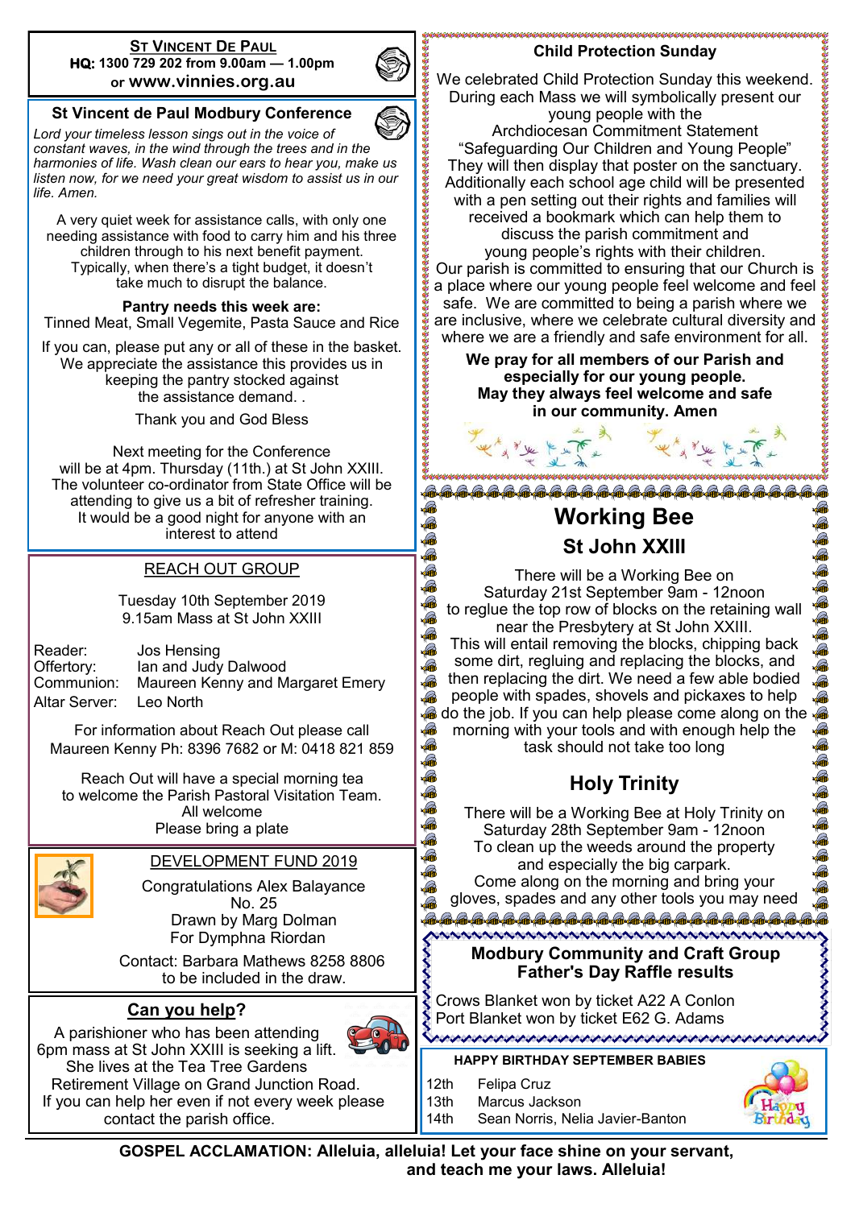## St Vincent De Paul

**HQ: 1300 729 202 from 9.00am — 1.00pm**
**or www.vinnies.org.au**

## St Vincent de Paul Modbury Conference

*Lord your timeless lesson sings out in the voice of constant waves, in the wind through the trees and in the harmonies of life. Wash clean our ears to hear you, make us listen now, for we need your great wisdom to assist us in our life. Amen.*

A very quiet week for assistance calls, with only one needing assistance with food to carry him and his three children through to his next benefit payment. Typically, when there's a tight budget, it doesn't take much to disrupt the balance.

**Pantry needs this week are:**
Tinned Meat, Small Vegemite, Pasta Sauce and Rice

If you can, please put any or all of these in the basket. We appreciate the assistance this provides us in keeping the pantry stocked against the assistance demand. .

Thank you and God Bless

Next meeting for the Conference will be at 4pm. Thursday (11th.) at St John XXIII. The volunteer co-ordinator from State Office will be attending to give us a bit of refresher training. It would be a good night for anyone with an interest to attend

## REACH OUT GROUP

Tuesday 10th September 2019
9.15am Mass at St John XXIII

| | |
|---|---|
| Reader: | Jos Hensing |
| Offertory: | Ian and Judy Dalwood |
| Communion: | Maureen Kenny and Margaret Emery |
| Altar Server: | Leo North |

For information about Reach Out please call Maureen Kenny Ph: 8396 7682 or M: 0418 821 859

Reach Out will have a special morning tea to welcome the Parish Pastoral Visitation Team. All welcome
Please bring a plate

## DEVELOPMENT FUND 2019

Congratulations Alex Balayance
No. 25
Drawn by Marg Dolman
For Dymphna Riordan

Contact: Barbara Mathews 8258 8806 to be included in the draw.

## Can you help?

A parishioner who has been attending 6pm mass at St John XXIII is seeking a lift. She lives at the Tea Tree Gardens Retirement Village on Grand Junction Road. If you can help her even if not every week please contact the parish office.

## Child Protection Sunday

We celebrated Child Protection Sunday this weekend. During each Mass we will symbolically present our young people with the Archdiocesan Commitment Statement "Safeguarding Our Children and Young People" They will then display that poster on the sanctuary. Additionally each school age child will be presented with a pen setting out their rights and families will received a bookmark which can help them to discuss the parish commitment and young people's rights with their children. Our parish is committed to ensuring that our Church is a place where our young people feel welcome and feel safe. We are committed to being a parish where we are inclusive, where we celebrate cultural diversity and where we are a friendly and safe environment for all.

**We pray for all members of our Parish and especially for our young people. May they always feel welcome and safe in our community. Amen**

## Working Bee

### St John XXIII

There will be a Working Bee on Saturday 21st September 9am - 12noon to reglue the top row of blocks on the retaining wall near the Presbytery at St John XXIII. This will entail removing the blocks, chipping back some dirt, regluing and replacing the blocks, and then replacing the dirt. We need a few able bodied people with spades, shovels and pickaxes to help do the job. If you can help please come along on the morning with your tools and with enough help the task should not take too long

### Holy Trinity

There will be a Working Bee at Holy Trinity on Saturday 28th September 9am - 12noon To clean up the weeds around the property and especially the big carpark. Come along on the morning and bring your gloves, spades and any other tools you may need

## Modbury Community and Craft Group Father's Day Raffle results

Crows Blanket won by ticket A22 A Conlon
Port Blanket won by ticket E62 G. Adams

## HAPPY BIRTHDAY SEPTEMBER BABIES

| | |
|---|---|
| 12th | Felipa Cruz |
| 13th | Marcus Jackson |
| 14th | Sean Norris, Nelia Javier-Banton |

**GOSPEL ACCLAMATION: Alleluia, alleluia! Let your face shine on your servant, and teach me your laws. Alleluia!**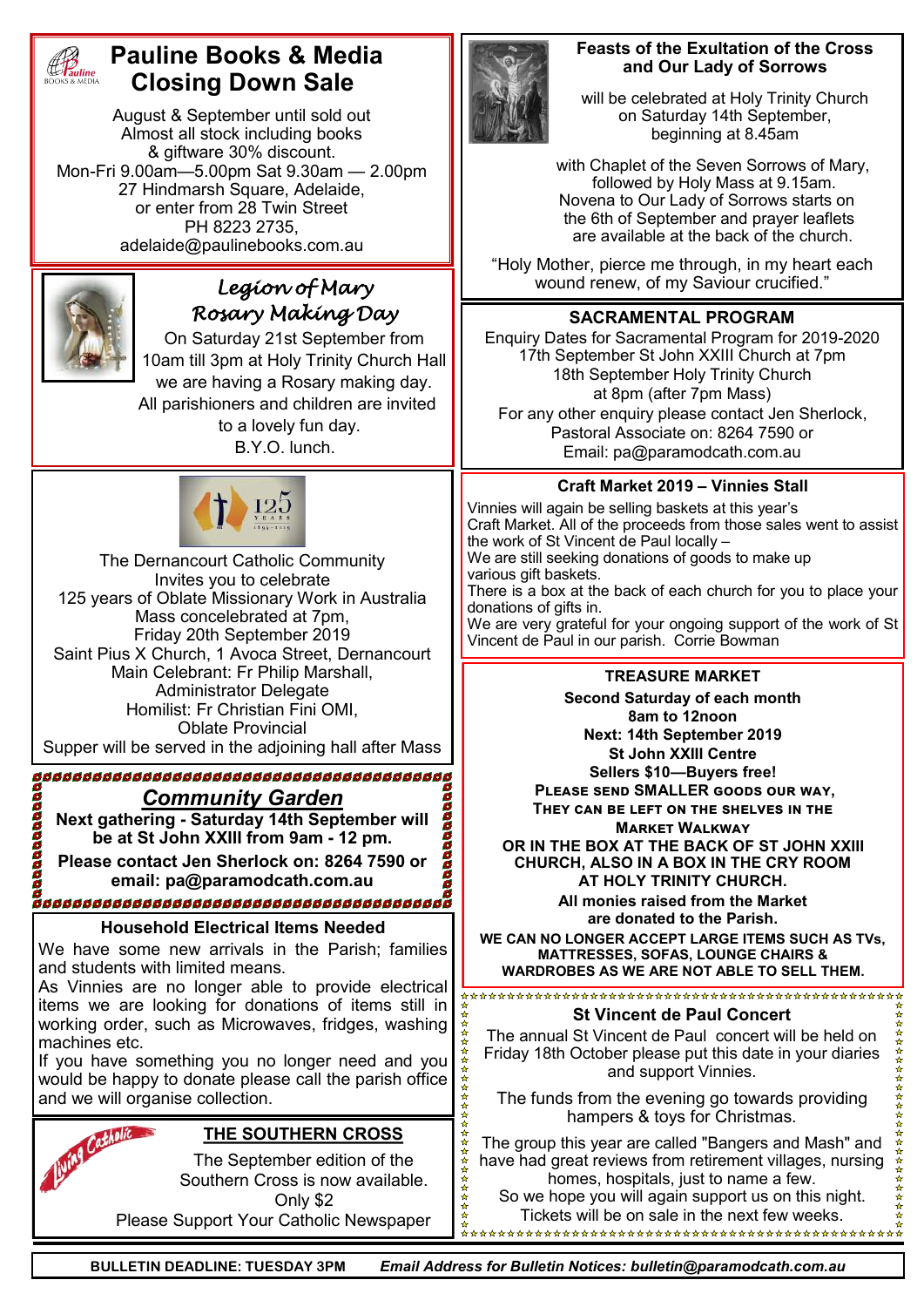## Pauline Books & Media Closing Down Sale

August & September until sold out
Almost all stock including books
& giftware 30% discount.
Mon-Fri 9.00am—5.00pm Sat 9.30am — 2.00pm
27 Hindmarsh Square, Adelaide,
or enter from 28 Twin Street
PH 8223 2735,
adelaide@paulinebooks.com.au

## *Legion of Mary Rosary Making Day*

On Saturday 21st September from 10am till 3pm at Holy Trinity Church Hall we are having a Rosary making day.
All parishioners and children are invited to a lovely fun day.
B.Y.O. lunch.

The Dernancourt Catholic Community
Invites you to celebrate
125 years of Oblate Missionary Work in Australia
Mass concelebrated at 7pm,
Friday 20th September 2019
Saint Pius X Church, 1 Avoca Street, Dernancourt
Main Celebrant: Fr Philip Marshall,
Administrator Delegate
Homilist: Fr Christian Fini OMI,
Oblate Provincial
Supper will be served in the adjoining hall after Mass

## *Community Garden*

**Next gathering - Saturday 14th September will be at St John XXIII from 9am - 12 pm.**

**Please contact Jen Sherlock on: 8264 7590 or email: pa@paramodcath.com.au**

### Household Electrical Items Needed

We have some new arrivals in the Parish; families and students with limited means.

As Vinnies are no longer able to provide electrical items we are looking for donations of items still in working order, such as Microwaves, fridges, washing machines etc.

If you have something you no longer need and you would be happy to donate please call the parish office and we will organise collection.

### THE SOUTHERN CROSS

The September edition of the Southern Cross is now available.
Only $2
Please Support Your Catholic Newspaper

### Feasts of the Exultation of the Cross and Our Lady of Sorrows

will be celebrated at Holy Trinity Church on Saturday 14th September, beginning at 8.45am

with Chaplet of the Seven Sorrows of Mary, followed by Holy Mass at 9.15am.
Novena to Our Lady of Sorrows starts on the 6th of September and prayer leaflets are available at the back of the church.

"Holy Mother, pierce me through, in my heart each wound renew, of my Saviour crucified."

### SACRAMENTAL PROGRAM

Enquiry Dates for Sacramental Program for 2019-2020
17th September St John XXIII Church at 7pm
18th September Holy Trinity Church
at 8pm (after 7pm Mass)
For any other enquiry please contact Jen Sherlock,
Pastoral Associate on: 8264 7590 or
Email: pa@paramodcath.com.au

### Craft Market 2019 – Vinnies Stall

Vinnies will again be selling baskets at this year's Craft Market. All of the proceeds from those sales went to assist the work of St Vincent de Paul locally –
We are still seeking donations of goods to make up various gift baskets.
There is a box at the back of each church for you to place your donations of gifts in.
We are very grateful for your ongoing support of the work of St Vincent de Paul in our parish. Corrie Bowman

### TREASURE MARKET

**Second Saturday of each month**
**8am to 12noon**
**Next: 14th September 2019**
**St John XXIII Centre**
**Sellers $10—Buyers free!**
**PLEASE SEND SMALLER GOODS OUR WAY, THEY CAN BE LEFT ON THE SHELVES IN THE MARKET WALKWAY OR IN THE BOX AT THE BACK OF ST JOHN XXIII CHURCH, ALSO IN A BOX IN THE CRY ROOM AT HOLY TRINITY CHURCH.**
**All monies raised from the Market are donated to the Parish.**
**WE CAN NO LONGER ACCEPT LARGE ITEMS SUCH AS TVs, MATTRESSES, SOFAS, LOUNGE CHAIRS & WARDROBES AS WE ARE NOT ABLE TO SELL THEM.**

### St Vincent de Paul Concert

The annual St Vincent de Paul concert will be held on Friday 18th October please put this date in your diaries and support Vinnies.

The funds from the evening go towards providing hampers & toys for Christmas.

The group this year are called "Bangers and Mash" and have had great reviews from retirement villages, nursing homes, hospitals, just to name a few.
So we hope you will again support us on this night.
Tickets will be on sale in the next few weeks.

**BULLETIN DEADLINE: TUESDAY 3PM** ***Email Address for Bulletin Notices: bulletin@paramodcath.com.au***